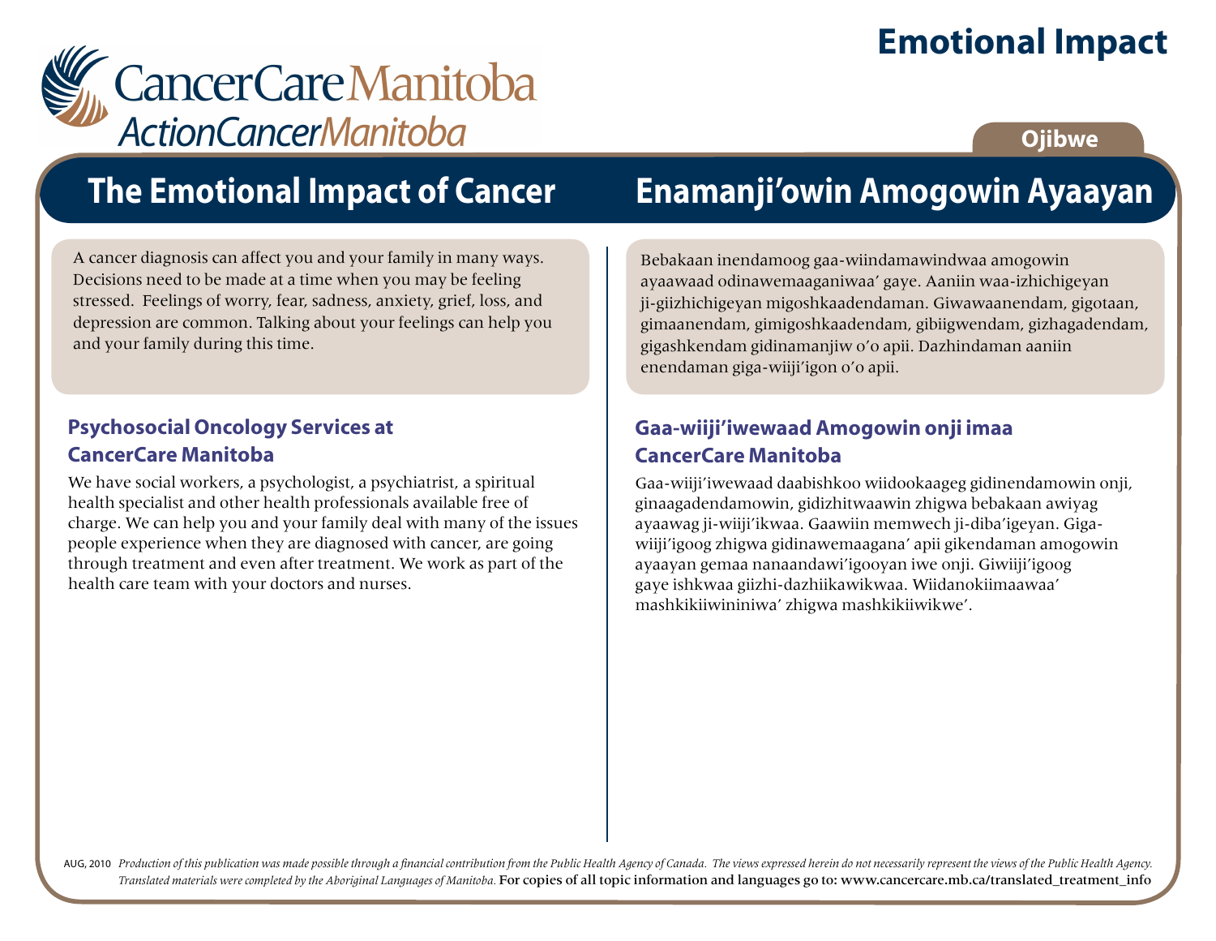CancerCare Manitoba
ActionCancerManitoba

# Emotional Impact

Ojibwe

## The Emotional Impact of Cancer

A cancer diagnosis can affect you and your family in many ways. Decisions need to be made at a time when you may be feeling stressed. Feelings of worry, fear, sadness, anxiety, grief, loss, and depression are common. Talking about your feelings can help you and your family during this time.

### Psychosocial Oncology Services at CancerCare Manitoba

We have social workers, a psychologist, a psychiatrist, a spiritual health specialist and other health professionals available free of charge. We can help you and your family deal with many of the issues people experience when they are diagnosed with cancer, are going through treatment and even after treatment. We work as part of the health care team with your doctors and nurses.

## Enamanji'owin Amogowin Ayaayan

Bebakaan inendamoog gaa-wiindamawindwaa amogowin ayaawaad odinawemaaganiwaa' gaye. Aaniin waa-izhichigeyan ji-giizhichigeyan migoshkaadendaman. Giwawaanendam, gigotaan, gimaanendam, gimigoshkaadendam, gibiigwendam, gizhagadendam, gigashkendam gidinamanjiw o'o apii. Dazhindaman aaniin enendaman giga-wiiji'igon o'o apii.

### Gaa-wiiji'iwewaad Amogowin onji imaa CancerCare Manitoba

Gaa-wiiji'iwewaad daabishkoo wiidookaageg gidinendamowin onji, ginaagadendamowin, gidizhitwaawin zhigwa bebakaan awiyag ayaawag ji-wiiji'ikwaa. Gaawiin memwech ji-diba'igeyan. Giga-wiiji'igoog zhigwa gidinawemaagana' apii gikendaman amogowin ayaayan gemaa nanaandawi'igooyan iwe onji. Giwiiji'igoog gaye ishkwaa giizhi-dazhiikawikwaa. Wiidanokiimaawaa' mashkikiiwininiwa' zhigwa mashkikiiwikwe'.

AUG, 2010 *Production of this publication was made possible through a financial contribution from the Public Health Agency of Canada. The views expressed herein do not necessarily represent the views of the Public Health Agency. Translated materials were completed by the Aboriginal Languages of Manitoba.* For copies of all topic information and languages go to: www.cancercare.mb.ca/translated_treatment_info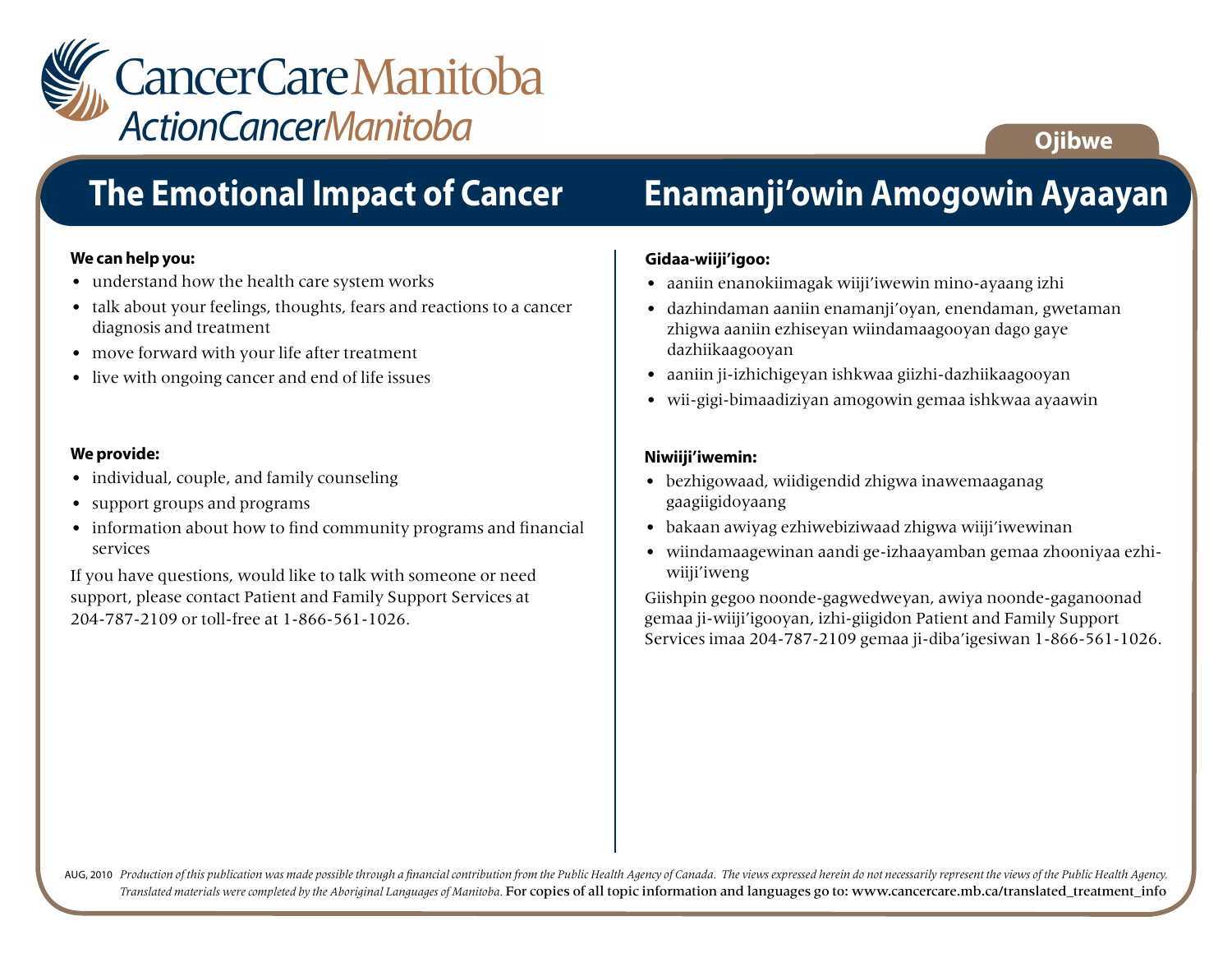CancerCare Manitoba
ActionCancerManitoba

Ojibwe

# The Emotional Impact of Cancer

**We can help you:**

- understand how the health care system works
- talk about your feelings, thoughts, fears and reactions to a cancer diagnosis and treatment
- move forward with your life after treatment
- live with ongoing cancer and end of life issues

**We provide:**

- individual, couple, and family counseling
- support groups and programs
- information about how to find community programs and financial services

If you have questions, would like to talk with someone or need support, please contact Patient and Family Support Services at 204-787-2109 or toll-free at 1-866-561-1026.

# Enamanji'owin Amogowin Ayaayan

**Gidaa-wiiji'igoo:**

- aaniin enanokiimagak wiiji'iwewin mino-ayaang izhi
- dazhindaman aaniin enamanji'oyan, enendaman, gwetaman zhigwa aaniin ezhiseyan wiindamaagooyan dago gaye dazhiikaagooyan
- aaniin ji-izhichigeyan ishkwaa giizhi-dazhiikaagooyan
- wii-gigi-bimaadiziyan amogowin gemaa ishkwaa ayaawin

**Niwiiji'iwemin:**

- bezhigowaad, wiidigendid zhigwa inawemaaganag gaagiigidoyaang
- bakaan awiyag ezhiwebiziwaad zhigwa wiiji'iwewinan
- wiindamaagewinan aandi ge-izhaayamban gemaa zhooniyaa ezhi-wiiji'iweng

Giishpin gegoo noonde-gagwedweyan, awiya noonde-gaganoonad gemaa ji-wiiji'igooyan, izhi-giigidon Patient and Family Support Services imaa 204-787-2109 gemaa ji-diba'igesiwan 1-866-561-1026.

AUG, 2010 *Production of this publication was made possible through a financial contribution from the Public Health Agency of Canada. The views expressed herein do not necessarily represent the views of the Public Health Agency. Translated materials were completed by the Aboriginal Languages of Manitoba.* For copies of all topic information and languages go to: www.cancercare.mb.ca/translated_treatment_info